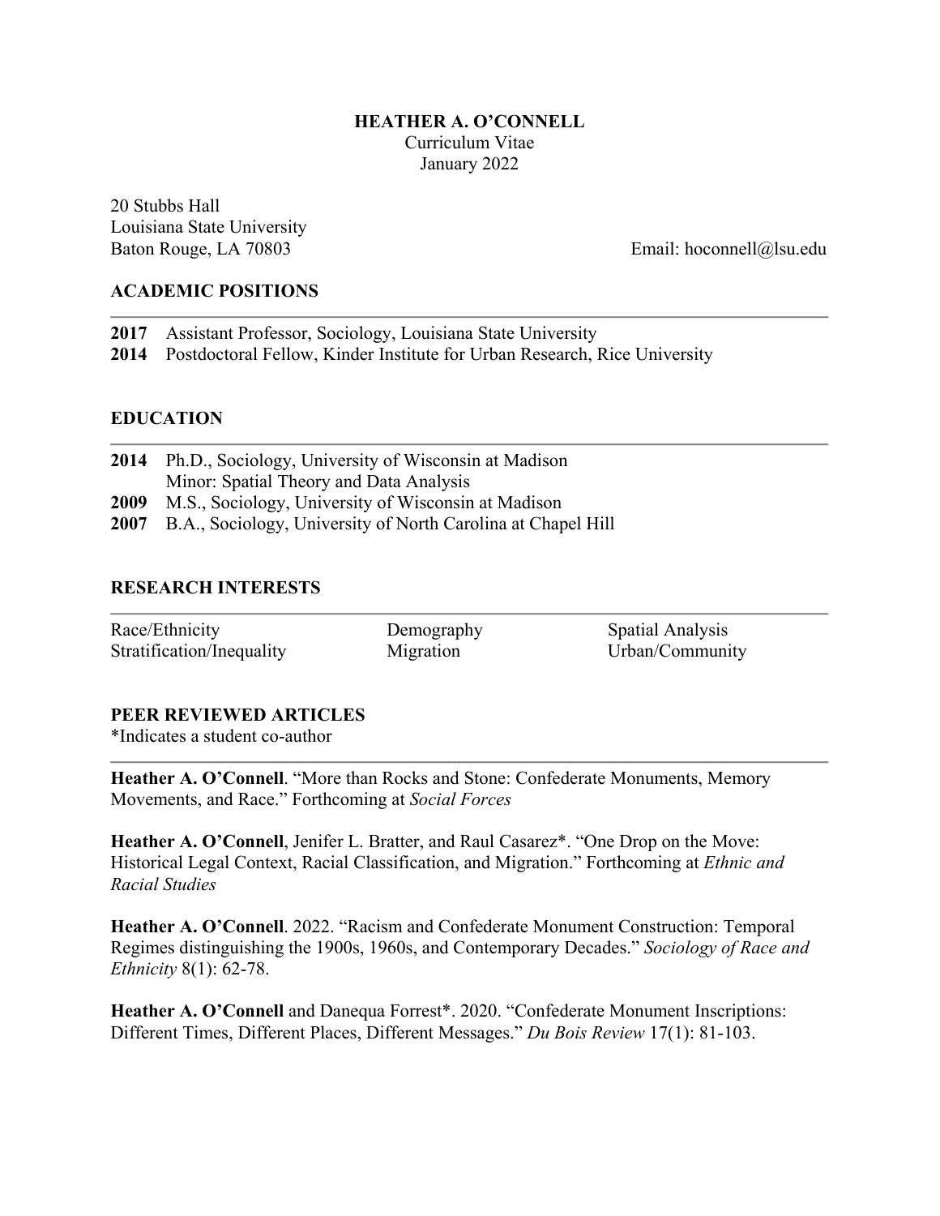# HEATHER A. O'CONNELL

Curriculum Vitae
January 2022

20 Stubbs Hall
Louisiana State University
Baton Rouge, LA 70803

Email: hoconnell@lsu.edu

## ACADEMIC POSITIONS

**2017** Assistant Professor, Sociology, Louisiana State University
**2014** Postdoctoral Fellow, Kinder Institute for Urban Research, Rice University

## EDUCATION

**2014** Ph.D., Sociology, University of Wisconsin at Madison
Minor: Spatial Theory and Data Analysis
**2009** M.S., Sociology, University of Wisconsin at Madison
**2007** B.A., Sociology, University of North Carolina at Chapel Hill

## RESEARCH INTERESTS

| | | |
|---|---|---|
| Race/Ethnicity | Demography | Spatial Analysis |
| Stratification/Inequality | Migration | Urban/Community |

## PEER REVIEWED ARTICLES

*Indicates a student co-author

**Heather A. O'Connell**. "More than Rocks and Stone: Confederate Monuments, Memory Movements, and Race." Forthcoming at *Social Forces*

**Heather A. O'Connell**, Jenifer L. Bratter, and Raul Casarez*. "One Drop on the Move: Historical Legal Context, Racial Classification, and Migration." Forthcoming at *Ethnic and Racial Studies*

**Heather A. O'Connell**. 2022. "Racism and Confederate Monument Construction: Temporal Regimes distinguishing the 1900s, 1960s, and Contemporary Decades." *Sociology of Race and Ethnicity* 8(1): 62-78.

**Heather A. O'Connell** and Danequa Forrest*. 2020. "Confederate Monument Inscriptions: Different Times, Different Places, Different Messages." *Du Bois Review* 17(1): 81-103.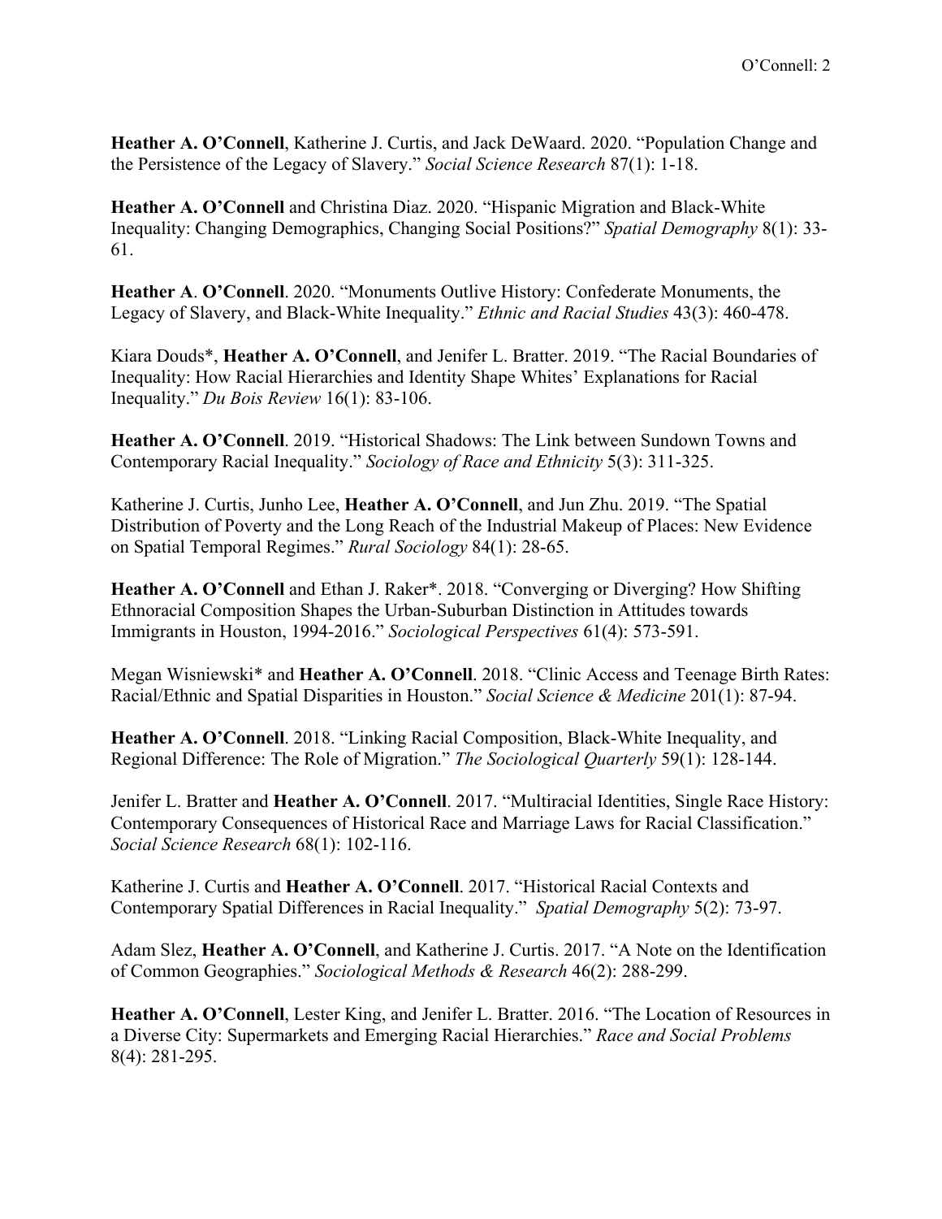**Heather A. O'Connell**, Katherine J. Curtis, and Jack DeWaard. 2020. "Population Change and the Persistence of the Legacy of Slavery." *Social Science Research* 87(1): 1-18.

**Heather A. O'Connell** and Christina Diaz. 2020. "Hispanic Migration and Black-White Inequality: Changing Demographics, Changing Social Positions?" *Spatial Demography* 8(1): 33-61.

**Heather A**. **O'Connell**. 2020. "Monuments Outlive History: Confederate Monuments, the Legacy of Slavery, and Black-White Inequality." *Ethnic and Racial Studies* 43(3): 460-478.

Kiara Douds*, **Heather A. O'Connell**, and Jenifer L. Bratter. 2019. "The Racial Boundaries of Inequality: How Racial Hierarchies and Identity Shape Whites' Explanations for Racial Inequality." *Du Bois Review* 16(1): 83-106.

**Heather A. O'Connell**. 2019. "Historical Shadows: The Link between Sundown Towns and Contemporary Racial Inequality." *Sociology of Race and Ethnicity* 5(3): 311-325.

Katherine J. Curtis, Junho Lee, **Heather A. O'Connell**, and Jun Zhu. 2019. "The Spatial Distribution of Poverty and the Long Reach of the Industrial Makeup of Places: New Evidence on Spatial Temporal Regimes." *Rural Sociology* 84(1): 28-65.

**Heather A. O'Connell** and Ethan J. Raker*. 2018. "Converging or Diverging? How Shifting Ethnoracial Composition Shapes the Urban-Suburban Distinction in Attitudes towards Immigrants in Houston, 1994-2016." *Sociological Perspectives* 61(4): 573-591.

Megan Wisniewski* and **Heather A. O'Connell**. 2018. "Clinic Access and Teenage Birth Rates: Racial/Ethnic and Spatial Disparities in Houston." *Social Science & Medicine* 201(1): 87-94.

**Heather A. O'Connell**. 2018. "Linking Racial Composition, Black-White Inequality, and Regional Difference: The Role of Migration." *The Sociological Quarterly* 59(1): 128-144.

Jenifer L. Bratter and **Heather A. O'Connell**. 2017. "Multiracial Identities, Single Race History: Contemporary Consequences of Historical Race and Marriage Laws for Racial Classification." *Social Science Research* 68(1): 102-116.

Katherine J. Curtis and **Heather A. O'Connell**. 2017. "Historical Racial Contexts and Contemporary Spatial Differences in Racial Inequality." *Spatial Demography* 5(2): 73-97.

Adam Slez, **Heather A. O'Connell**, and Katherine J. Curtis. 2017. "A Note on the Identification of Common Geographies." *Sociological Methods & Research* 46(2): 288-299.

**Heather A. O'Connell**, Lester King, and Jenifer L. Bratter. 2016. "The Location of Resources in a Diverse City: Supermarkets and Emerging Racial Hierarchies." *Race and Social Problems* 8(4): 281-295.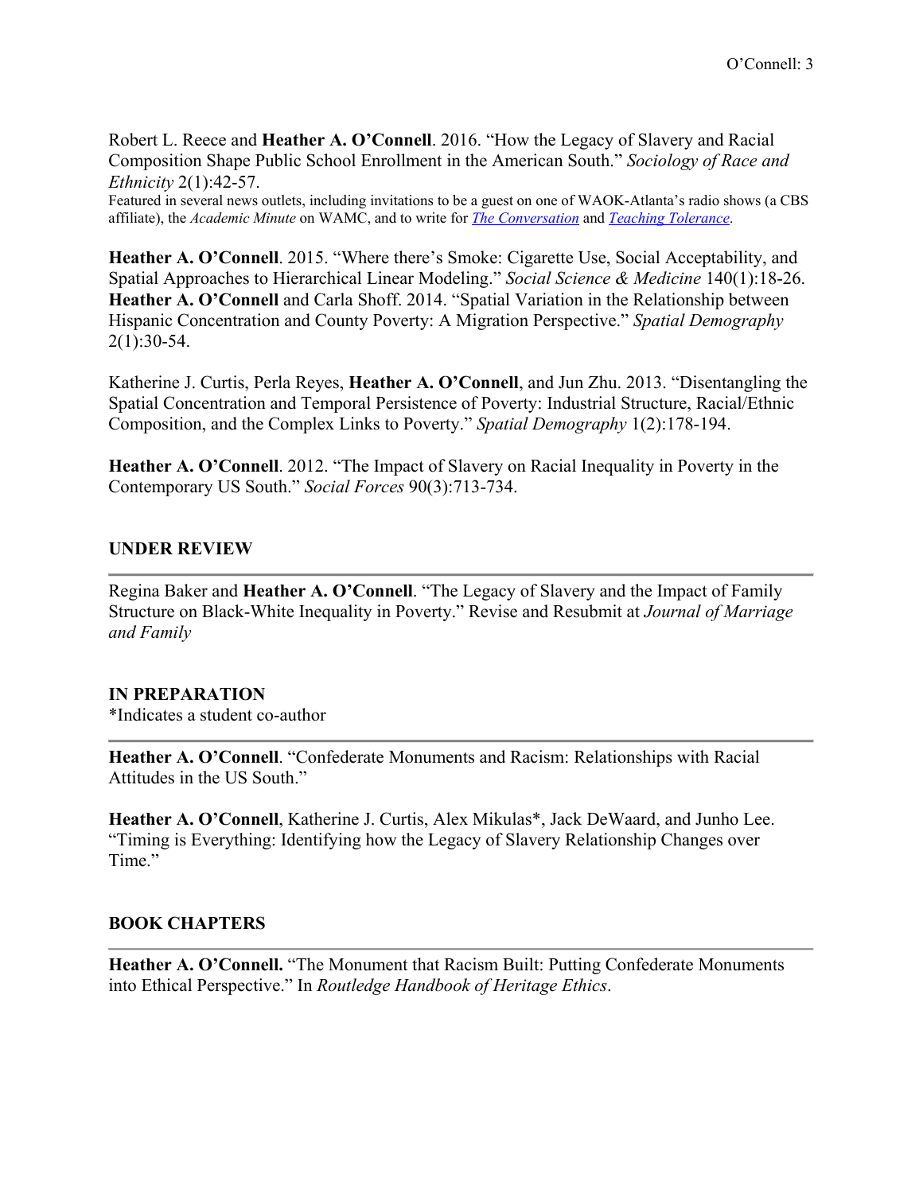Robert L. Reece and **Heather A. O'Connell**. 2016. "How the Legacy of Slavery and Racial Composition Shape Public School Enrollment in the American South." *Sociology of Race and Ethnicity* 2(1):42-57.
Featured in several news outlets, including invitations to be a guest on one of WAOK-Atlanta's radio shows (a CBS affiliate), the *Academic Minute* on WAMC, and to write for [*The Conversation*]() and [*Teaching Tolerance*]().

**Heather A. O'Connell**. 2015. "Where there's Smoke: Cigarette Use, Social Acceptability, and Spatial Approaches to Hierarchical Linear Modeling." *Social Science & Medicine* 140(1):18-26.
**Heather A. O'Connell** and Carla Shoff. 2014. "Spatial Variation in the Relationship between Hispanic Concentration and County Poverty: A Migration Perspective." *Spatial Demography* 2(1):30-54.

Katherine J. Curtis, Perla Reyes, **Heather A. O'Connell**, and Jun Zhu. 2013. "Disentangling the Spatial Concentration and Temporal Persistence of Poverty: Industrial Structure, Racial/Ethnic Composition, and the Complex Links to Poverty." *Spatial Demography* 1(2):178-194.

**Heather A. O'Connell**. 2012. "The Impact of Slavery on Racial Inequality in Poverty in the Contemporary US South." *Social Forces* 90(3):713-734.

## UNDER REVIEW

Regina Baker and **Heather A. O'Connell**. "The Legacy of Slavery and the Impact of Family Structure on Black-White Inequality in Poverty." Revise and Resubmit at *Journal of Marriage and Family*

## IN PREPARATION

*Indicates a student co-author

**Heather A. O'Connell**. "Confederate Monuments and Racism: Relationships with Racial Attitudes in the US South."

**Heather A. O'Connell**, Katherine J. Curtis, Alex Mikulas*, Jack DeWaard, and Junho Lee. "Timing is Everything: Identifying how the Legacy of Slavery Relationship Changes over Time."

## BOOK CHAPTERS

**Heather A. O'Connell.** "The Monument that Racism Built: Putting Confederate Monuments into Ethical Perspective." In *Routledge Handbook of Heritage Ethics*.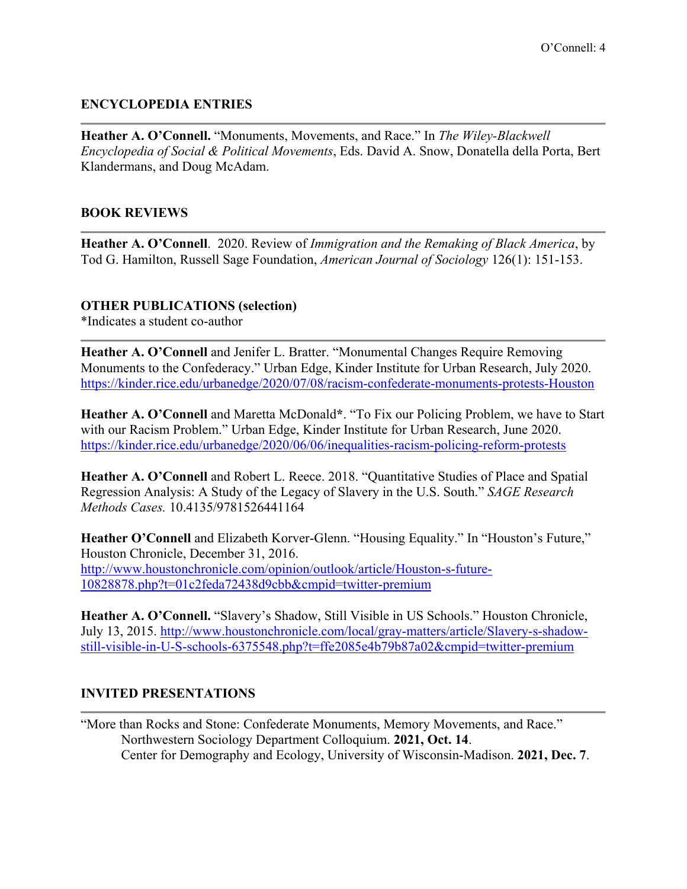## ENCYCLOPEDIA ENTRIES

**Heather A. O'Connell.** "Monuments, Movements, and Race." In *The Wiley-Blackwell Encyclopedia of Social & Political Movements*, Eds. David A. Snow, Donatella della Porta, Bert Klandermans, and Doug McAdam.

## BOOK REVIEWS

**Heather A. O'Connell**. 2020. Review of *Immigration and the Remaking of Black America*, by Tod G. Hamilton, Russell Sage Foundation, *American Journal of Sociology* 126(1): 151-153.

## OTHER PUBLICATIONS (selection)

*Indicates a student co-author

**Heather A. O'Connell** and Jenifer L. Bratter. "Monumental Changes Require Removing Monuments to the Confederacy." Urban Edge, Kinder Institute for Urban Research, July 2020. https://kinder.rice.edu/urbanedge/2020/07/08/racism-confederate-monuments-protests-Houston

**Heather A. O'Connell** and Maretta McDonald*. "To Fix our Policing Problem, we have to Start with our Racism Problem." Urban Edge, Kinder Institute for Urban Research, June 2020. https://kinder.rice.edu/urbanedge/2020/06/06/inequalities-racism-policing-reform-protests

**Heather A. O'Connell** and Robert L. Reece. 2018. "Quantitative Studies of Place and Spatial Regression Analysis: A Study of the Legacy of Slavery in the U.S. South." *SAGE Research Methods Cases.* 10.4135/9781526441164

**Heather O'Connell** and Elizabeth Korver-Glenn. "Housing Equality." In "Houston's Future," Houston Chronicle, December 31, 2016. http://www.houstonchronicle.com/opinion/outlook/article/Houston-s-future-10828878.php?t=01c2feda72438d9cbb&cmpid=twitter-premium

**Heather A. O'Connell.** "Slavery's Shadow, Still Visible in US Schools." Houston Chronicle, July 13, 2015. http://www.houstonchronicle.com/local/gray-matters/article/Slavery-s-shadow-still-visible-in-U-S-schools-6375548.php?t=ffe2085e4b79b87a02&cmpid=twitter-premium

## INVITED PRESENTATIONS

"More than Rocks and Stone: Confederate Monuments, Memory Movements, and Race."
Northwestern Sociology Department Colloquium. **2021, Oct. 14**.
Center for Demography and Ecology, University of Wisconsin-Madison. **2021, Dec. 7**.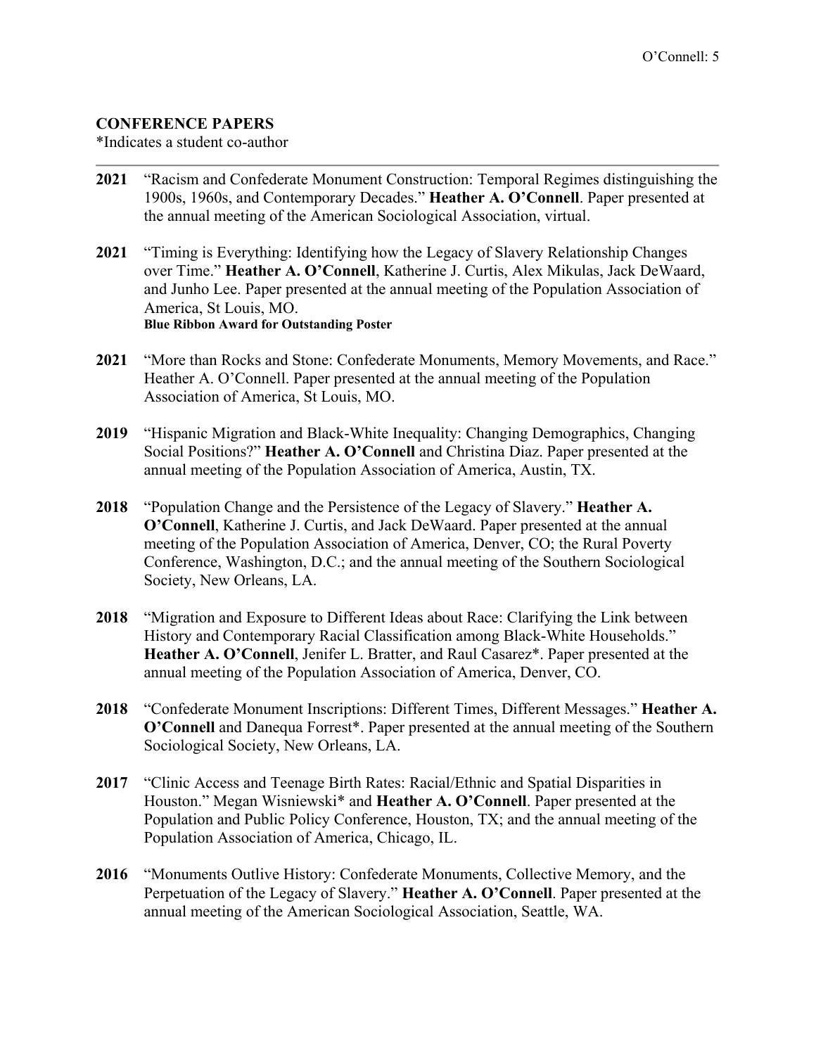## CONFERENCE PAPERS

*Indicates a student co-author

---

**2021** "Racism and Confederate Monument Construction: Temporal Regimes distinguishing the 1900s, 1960s, and Contemporary Decades." **Heather A. O'Connell**. Paper presented at the annual meeting of the American Sociological Association, virtual.

**2021** "Timing is Everything: Identifying how the Legacy of Slavery Relationship Changes over Time." **Heather A. O'Connell**, Katherine J. Curtis, Alex Mikulas, Jack DeWaard, and Junho Lee. Paper presented at the annual meeting of the Population Association of America, St Louis, MO.
**Blue Ribbon Award for Outstanding Poster**

**2021** "More than Rocks and Stone: Confederate Monuments, Memory Movements, and Race." Heather A. O'Connell. Paper presented at the annual meeting of the Population Association of America, St Louis, MO.

**2019** "Hispanic Migration and Black-White Inequality: Changing Demographics, Changing Social Positions?" **Heather A. O'Connell** and Christina Diaz. Paper presented at the annual meeting of the Population Association of America, Austin, TX.

**2018** "Population Change and the Persistence of the Legacy of Slavery." **Heather A. O'Connell**, Katherine J. Curtis, and Jack DeWaard. Paper presented at the annual meeting of the Population Association of America, Denver, CO; the Rural Poverty Conference, Washington, D.C.; and the annual meeting of the Southern Sociological Society, New Orleans, LA.

**2018** "Migration and Exposure to Different Ideas about Race: Clarifying the Link between History and Contemporary Racial Classification among Black-White Households." **Heather A. O'Connell**, Jenifer L. Bratter, and Raul Casarez*. Paper presented at the annual meeting of the Population Association of America, Denver, CO.

**2018** "Confederate Monument Inscriptions: Different Times, Different Messages." **Heather A. O'Connell** and Danequa Forrest*. Paper presented at the annual meeting of the Southern Sociological Society, New Orleans, LA.

**2017** "Clinic Access and Teenage Birth Rates: Racial/Ethnic and Spatial Disparities in Houston." Megan Wisniewski* and **Heather A. O'Connell**. Paper presented at the Population and Public Policy Conference, Houston, TX; and the annual meeting of the Population Association of America, Chicago, IL.

**2016** "Monuments Outlive History: Confederate Monuments, Collective Memory, and the Perpetuation of the Legacy of Slavery." **Heather A. O'Connell**. Paper presented at the annual meeting of the American Sociological Association, Seattle, WA.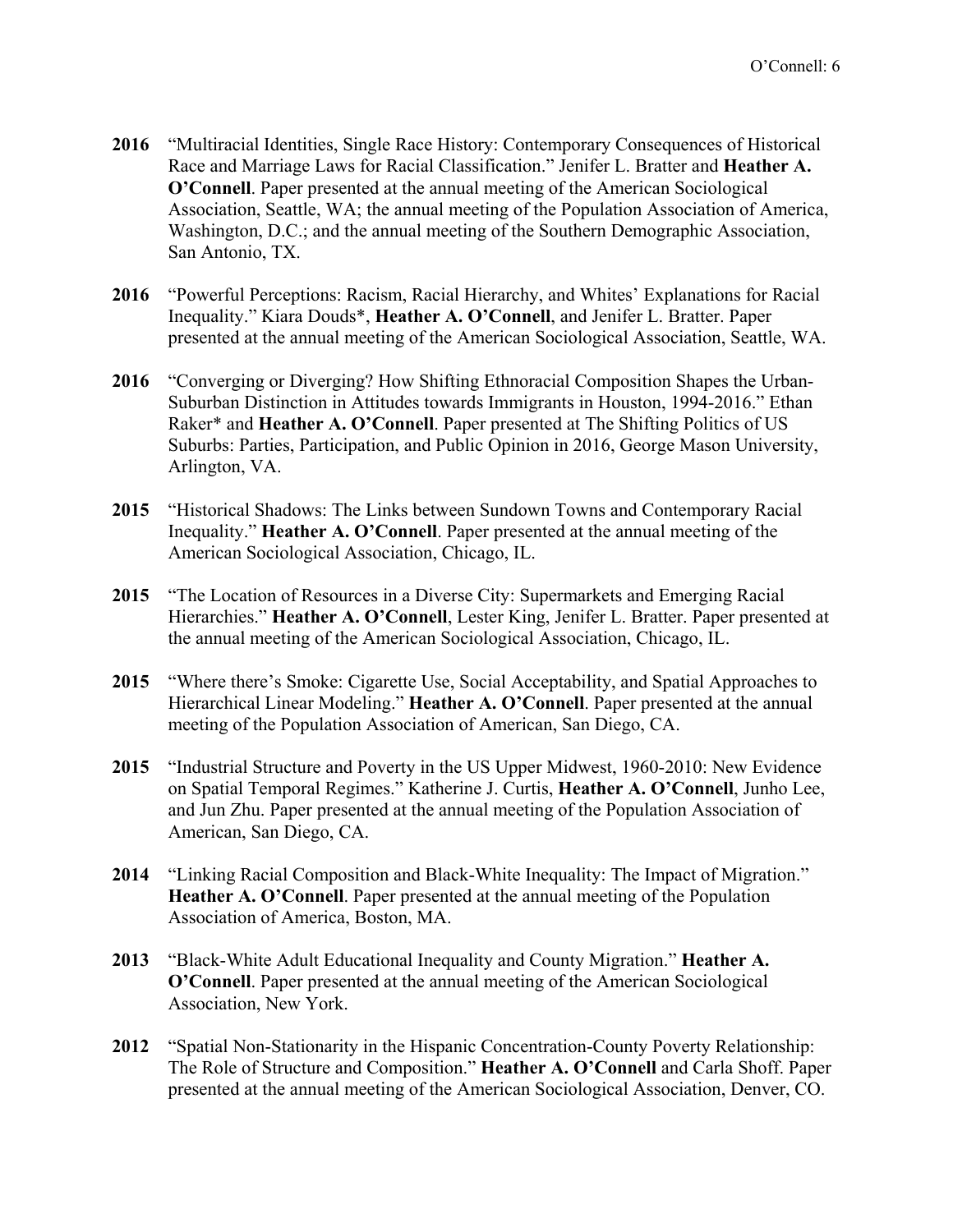**2016** "Multiracial Identities, Single Race History: Contemporary Consequences of Historical Race and Marriage Laws for Racial Classification." Jenifer L. Bratter and **Heather A. O'Connell**. Paper presented at the annual meeting of the American Sociological Association, Seattle, WA; the annual meeting of the Population Association of America, Washington, D.C.; and the annual meeting of the Southern Demographic Association, San Antonio, TX.

**2016** "Powerful Perceptions: Racism, Racial Hierarchy, and Whites' Explanations for Racial Inequality." Kiara Douds*, **Heather A. O'Connell**, and Jenifer L. Bratter. Paper presented at the annual meeting of the American Sociological Association, Seattle, WA.

**2016** "Converging or Diverging? How Shifting Ethnoracial Composition Shapes the Urban-Suburban Distinction in Attitudes towards Immigrants in Houston, 1994-2016." Ethan Raker* and **Heather A. O'Connell**. Paper presented at The Shifting Politics of US Suburbs: Parties, Participation, and Public Opinion in 2016, George Mason University, Arlington, VA.

**2015** "Historical Shadows: The Links between Sundown Towns and Contemporary Racial Inequality." **Heather A. O'Connell**. Paper presented at the annual meeting of the American Sociological Association, Chicago, IL.

**2015** "The Location of Resources in a Diverse City: Supermarkets and Emerging Racial Hierarchies." **Heather A. O'Connell**, Lester King, Jenifer L. Bratter. Paper presented at the annual meeting of the American Sociological Association, Chicago, IL.

**2015** "Where there's Smoke: Cigarette Use, Social Acceptability, and Spatial Approaches to Hierarchical Linear Modeling." **Heather A. O'Connell**. Paper presented at the annual meeting of the Population Association of American, San Diego, CA.

**2015** "Industrial Structure and Poverty in the US Upper Midwest, 1960-2010: New Evidence on Spatial Temporal Regimes." Katherine J. Curtis, **Heather A. O'Connell**, Junho Lee, and Jun Zhu. Paper presented at the annual meeting of the Population Association of American, San Diego, CA.

**2014** "Linking Racial Composition and Black-White Inequality: The Impact of Migration." **Heather A. O'Connell**. Paper presented at the annual meeting of the Population Association of America, Boston, MA.

**2013** "Black-White Adult Educational Inequality and County Migration." **Heather A. O'Connell**. Paper presented at the annual meeting of the American Sociological Association, New York.

**2012** "Spatial Non-Stationarity in the Hispanic Concentration-County Poverty Relationship: The Role of Structure and Composition." **Heather A. O'Connell** and Carla Shoff. Paper presented at the annual meeting of the American Sociological Association, Denver, CO.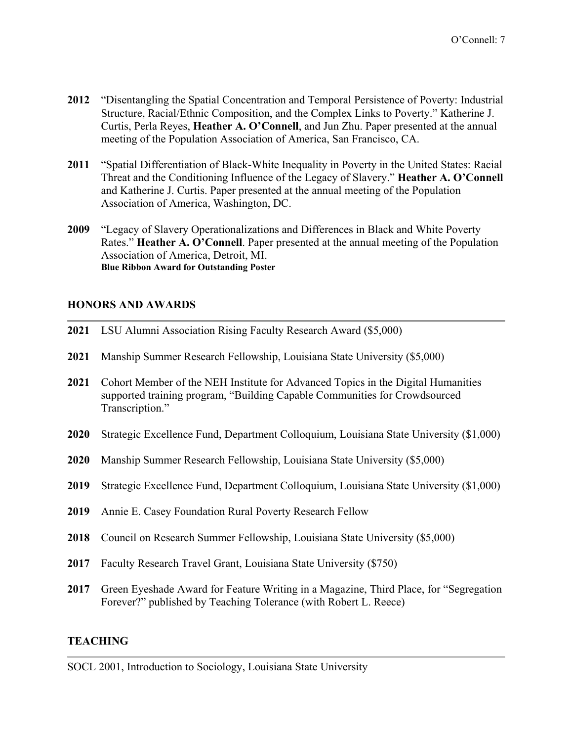**2012** "Disentangling the Spatial Concentration and Temporal Persistence of Poverty: Industrial Structure, Racial/Ethnic Composition, and the Complex Links to Poverty." Katherine J. Curtis, Perla Reyes, **Heather A. O'Connell**, and Jun Zhu. Paper presented at the annual meeting of the Population Association of America, San Francisco, CA.

**2011** "Spatial Differentiation of Black-White Inequality in Poverty in the United States: Racial Threat and the Conditioning Influence of the Legacy of Slavery." **Heather A. O'Connell** and Katherine J. Curtis. Paper presented at the annual meeting of the Population Association of America, Washington, DC.

**2009** "Legacy of Slavery Operationalizations and Differences in Black and White Poverty Rates." **Heather A. O'Connell**. Paper presented at the annual meeting of the Population Association of America, Detroit, MI.
**Blue Ribbon Award for Outstanding Poster**

## HONORS AND AWARDS

**2021** LSU Alumni Association Rising Faculty Research Award ($5,000)

**2021** Manship Summer Research Fellowship, Louisiana State University ($5,000)

**2021** Cohort Member of the NEH Institute for Advanced Topics in the Digital Humanities supported training program, "Building Capable Communities for Crowdsourced Transcription."

**2020** Strategic Excellence Fund, Department Colloquium, Louisiana State University ($1,000)

**2020** Manship Summer Research Fellowship, Louisiana State University ($5,000)

**2019** Strategic Excellence Fund, Department Colloquium, Louisiana State University ($1,000)

**2019** Annie E. Casey Foundation Rural Poverty Research Fellow

**2018** Council on Research Summer Fellowship, Louisiana State University ($5,000)

**2017** Faculty Research Travel Grant, Louisiana State University ($750)

**2017** Green Eyeshade Award for Feature Writing in a Magazine, Third Place, for "Segregation Forever?" published by Teaching Tolerance (with Robert L. Reece)

## TEACHING

SOCL 2001, Introduction to Sociology, Louisiana State University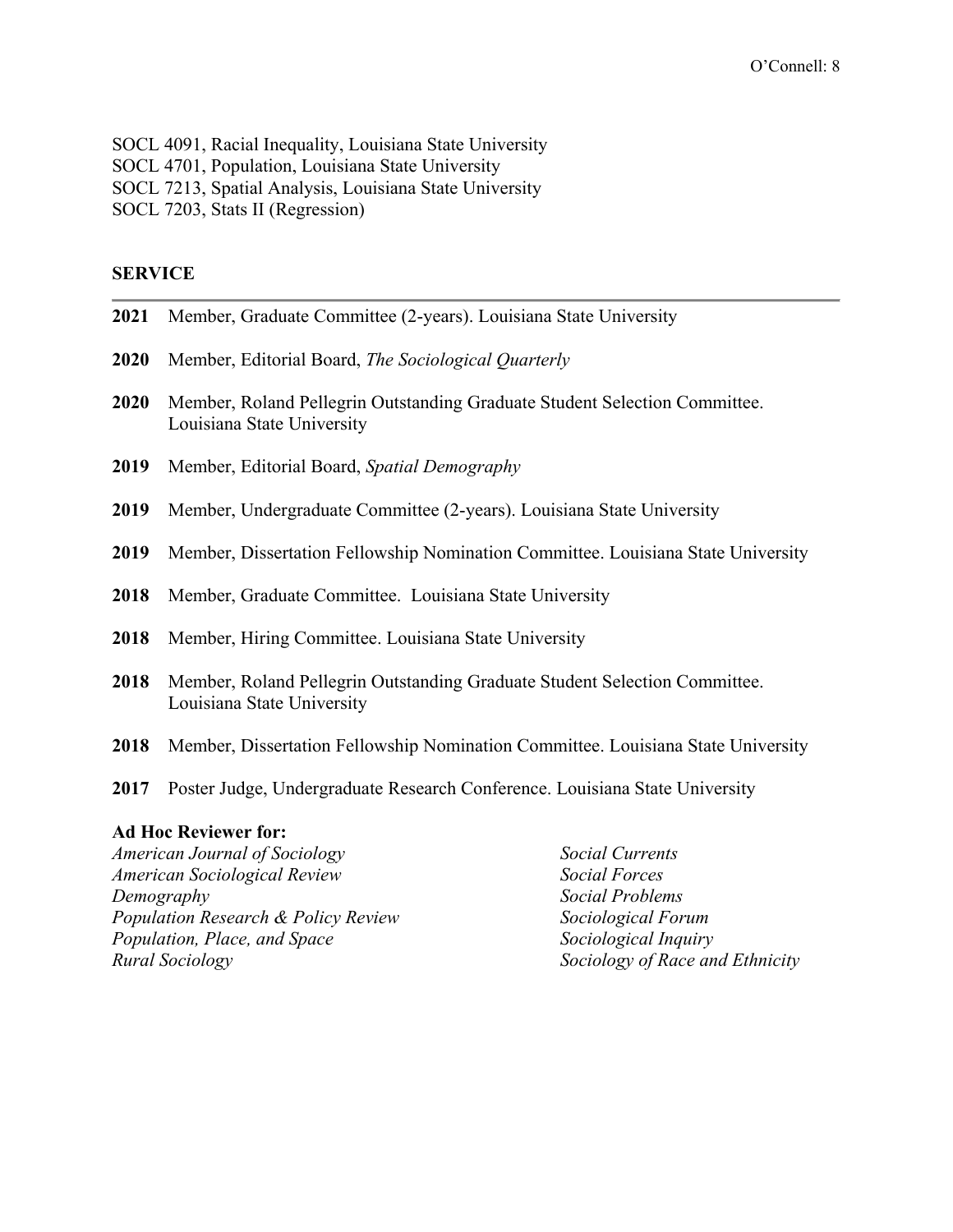SOCL 4091, Racial Inequality, Louisiana State University
SOCL 4701, Population, Louisiana State University
SOCL 7213, Spatial Analysis, Louisiana State University
SOCL 7203, Stats II (Regression)

## SERVICE

**2021** Member, Graduate Committee (2-years). Louisiana State University

**2020** Member, Editorial Board, *The Sociological Quarterly*

**2020** Member, Roland Pellegrin Outstanding Graduate Student Selection Committee. Louisiana State University

**2019** Member, Editorial Board, *Spatial Demography*

**2019** Member, Undergraduate Committee (2-years). Louisiana State University

**2019** Member, Dissertation Fellowship Nomination Committee. Louisiana State University

**2018** Member, Graduate Committee. Louisiana State University

**2018** Member, Hiring Committee. Louisiana State University

**2018** Member, Roland Pellegrin Outstanding Graduate Student Selection Committee. Louisiana State University

**2018** Member, Dissertation Fellowship Nomination Committee. Louisiana State University

**2017** Poster Judge, Undergraduate Research Conference. Louisiana State University

**Ad Hoc Reviewer for:**

*American Journal of Sociology*
*American Sociological Review*
*Demography*
*Population Research & Policy Review*
*Population, Place, and Space*
*Rural Sociology*
*Social Currents*
*Social Forces*
*Social Problems*
*Sociological Forum*
*Sociological Inquiry*
*Sociology of Race and Ethnicity*